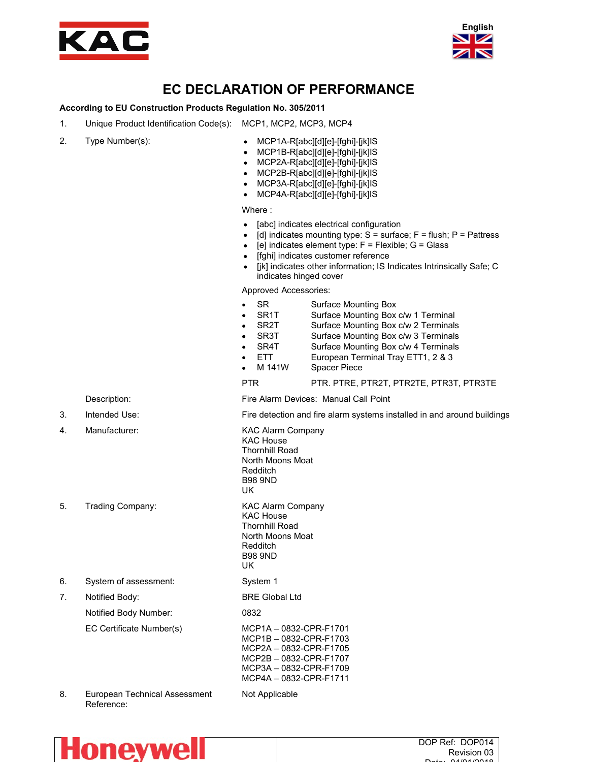English

# EC DECLARATION OF PERFORMANCE

**According to EU Construction Products Regulation No. 305/2011**

1. Unique Product Identification Code(s): MCP1, MCP2, MCP3, MCP4

2. Type Number(s):

   - MCP1A-R[abc][d][e]-[fghi]-[jk]IS
   - MCP1B-R[abc][d][e]-[fghi]-[jk]IS
   - MCP2A-R[abc][d][e]-[fghi]-[jk]IS
   - MCP2B-R[abc][d][e]-[fghi]-[jk]IS
   - MCP3A-R[abc][d][e]-[fghi]-[jk]IS
   - MCP4A-R[abc][d][e]-[fghi]-[jk]IS

   Where :

   - [abc] indicates electrical configuration
   - [d] indicates mounting type: S = surface; F = flush; P = Pattress
   - [e] indicates element type: F = Flexible; G = Glass
   - [fghi] indicates customer reference
   - [jk] indicates other information; IS Indicates Intrinsically Safe; C indicates hinged cover

   Approved Accessories:

   - SR — Surface Mounting Box
   - SR1T — Surface Mounting Box c/w 1 Terminal
   - SR2T — Surface Mounting Box c/w 2 Terminals
   - SR3T — Surface Mounting Box c/w 3 Terminals
   - SR4T — Surface Mounting Box c/w 4 Terminals
   - ETT — European Terminal Tray ETT1, 2 & 3
   - M 141W — Spacer Piece

   PTR — PTR. PTRE, PTR2T, PTR2TE, PTR3T, PTR3TE

   Description: Fire Alarm Devices: Manual Call Point

3. Intended Use: Fire detection and fire alarm systems installed in and around buildings

4. Manufacturer:
   KAC Alarm Company
   KAC House
   Thornhill Road
   North Moons Moat
   Redditch
   B98 9ND
   UK

5. Trading Company:
   KAC Alarm Company
   KAC House
   Thornhill Road
   North Moons Moat
   Redditch
   B98 9ND
   UK

6. System of assessment: System 1

7. Notified Body: BRE Global Ltd

   Notified Body Number: 0832

   EC Certificate Number(s):
   MCP1A – 0832-CPR-F1701
   MCP1B – 0832-CPR-F1703
   MCP2A – 0832-CPR-F1705
   MCP2B – 0832-CPR-F1707
   MCP3A – 0832-CPR-F1709
   MCP4A – 0832-CPR-F1711

8. European Technical Assessment Reference: Not Applicable

DOP Ref: DOP014
Revision 03
Date: 04/01/2018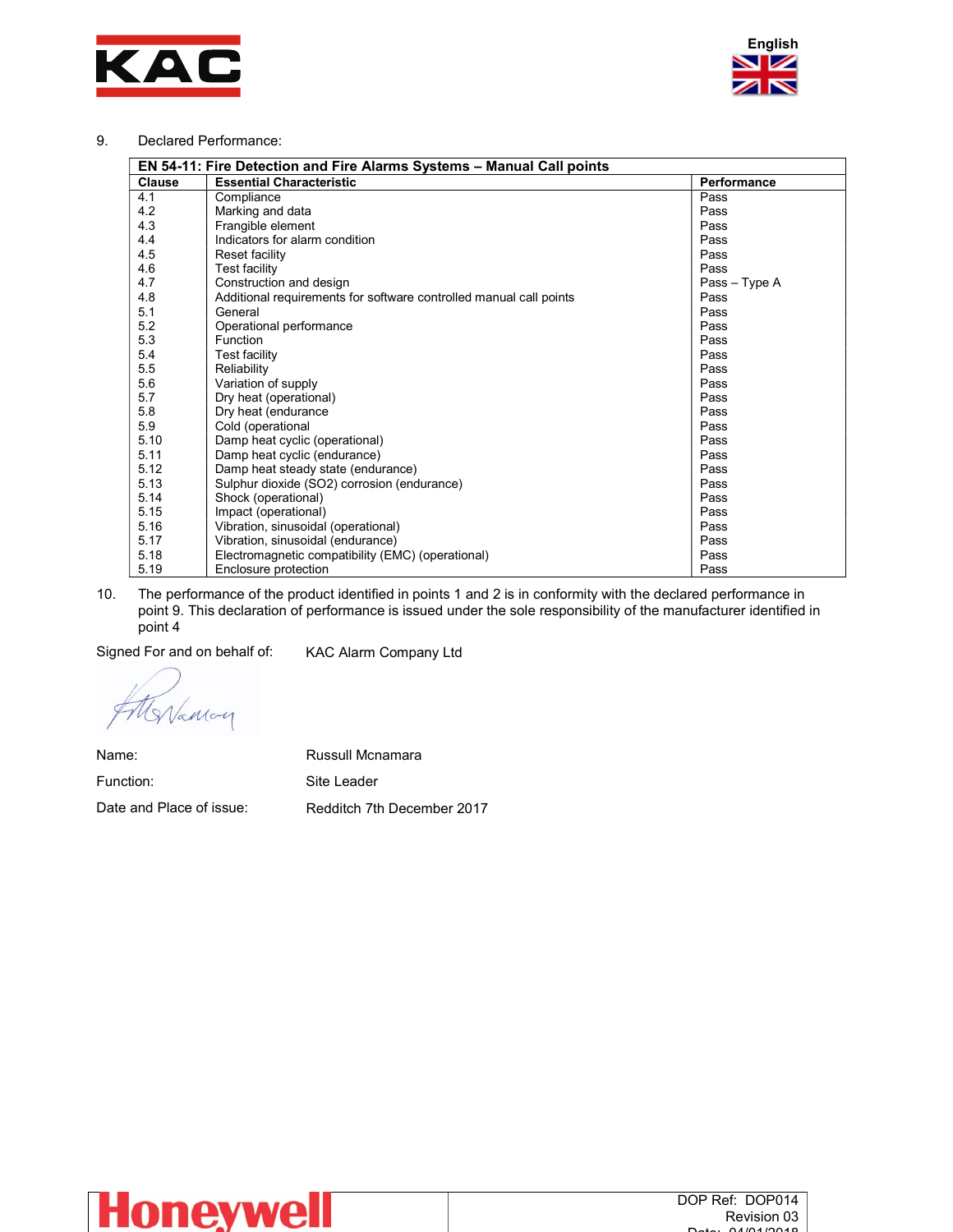9. Declared Performance:

| EN 54-11: Fire Detection and Fire Alarms Systems – Manual Call points | | |
|---|---|---|
| **Clause** | **Essential Characteristic** | **Performance** |
| 4.1 | Compliance | Pass |
| 4.2 | Marking and data | Pass |
| 4.3 | Frangible element | Pass |
| 4.4 | Indicators for alarm condition | Pass |
| 4.5 | Reset facility | Pass |
| 4.6 | Test facility | Pass |
| 4.7 | Construction and design | Pass – Type A |
| 4.8 | Additional requirements for software controlled manual call points | Pass |
| 5.1 | General | Pass |
| 5.2 | Operational performance | Pass |
| 5.3 | Function | Pass |
| 5.4 | Test facility | Pass |
| 5.5 | Reliability | Pass |
| 5.6 | Variation of supply | Pass |
| 5.7 | Dry heat (operational) | Pass |
| 5.8 | Dry heat (endurance | Pass |
| 5.9 | Cold (operational | Pass |
| 5.10 | Damp heat cyclic (operational) | Pass |
| 5.11 | Damp heat cyclic (endurance) | Pass |
| 5.12 | Damp heat steady state (endurance) | Pass |
| 5.13 | Sulphur dioxide ($SO_2$) corrosion (endurance) | Pass |
| 5.14 | Shock (operational) | Pass |
| 5.15 | Impact (operational) | Pass |
| 5.16 | Vibration, sinusoidal (operational) | Pass |
| 5.17 | Vibration, sinusoidal (endurance) | Pass |
| 5.18 | Electromagnetic compatibility (EMC) (operational) | Pass |
| 5.19 | Enclosure protection | Pass |

10. The performance of the product identified in points 1 and 2 is in conformity with the declared performance in point 9. This declaration of performance is issued under the sole responsibility of the manufacturer identified in point 4

Signed For and on behalf of: KAC Alarm Company Ltd

Name: Russull Mcnamara

Function: Site Leader

Date and Place of issue: Redditch 7th December 2017

DOP Ref: DOP014
Revision 03